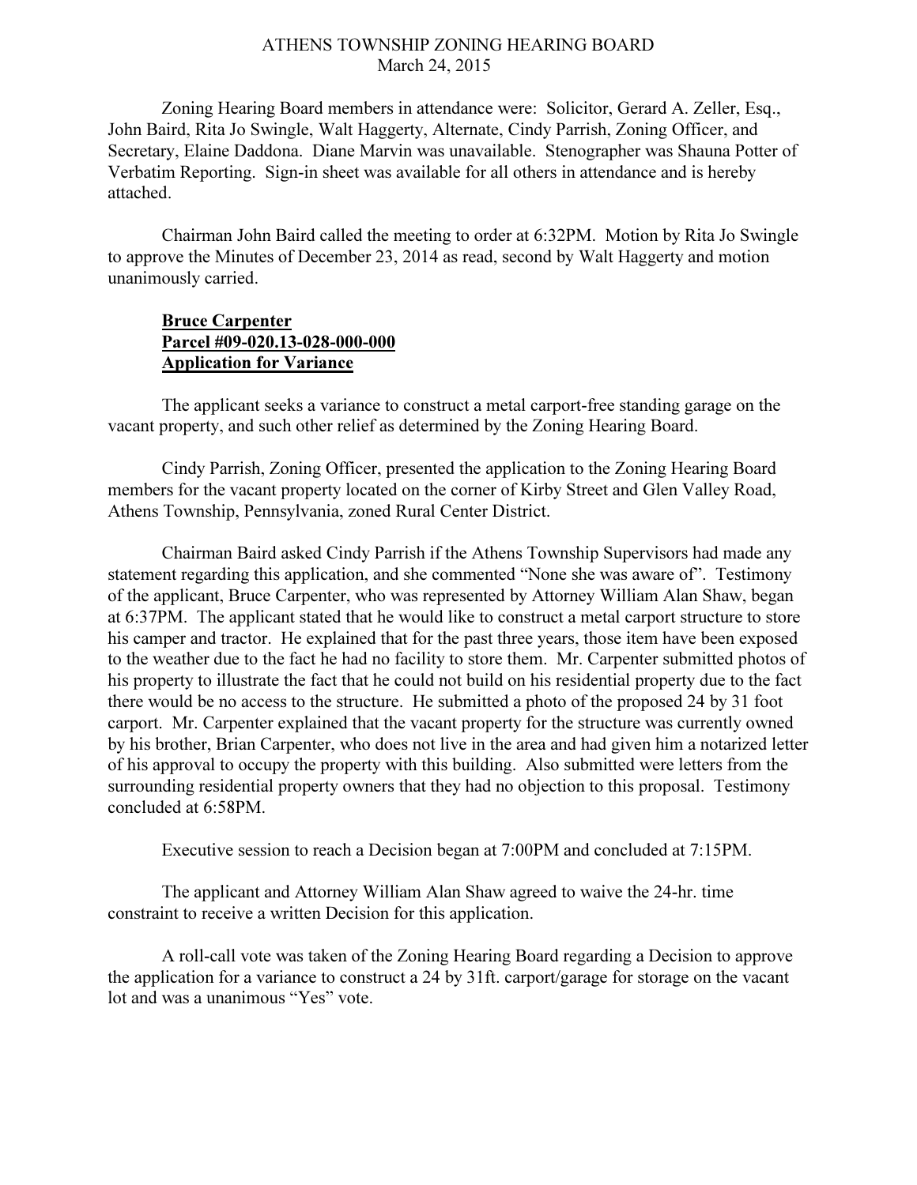# ATHENS TOWNSHIP ZONING HEARING BOARD
March 24, 2015

Zoning Hearing Board members in attendance were: Solicitor, Gerard A. Zeller, Esq., John Baird, Rita Jo Swingle, Walt Haggerty, Alternate, Cindy Parrish, Zoning Officer, and Secretary, Elaine Daddona. Diane Marvin was unavailable. Stenographer was Shauna Potter of Verbatim Reporting. Sign-in sheet was available for all others in attendance and is hereby attached.

Chairman John Baird called the meeting to order at 6:32PM. Motion by Rita Jo Swingle to approve the Minutes of December 23, 2014 as read, second by Walt Haggerty and motion unanimously carried.

**Bruce Carpenter**
**Parcel #09-020.13-028-000-000**
**Application for Variance**

The applicant seeks a variance to construct a metal carport-free standing garage on the vacant property, and such other relief as determined by the Zoning Hearing Board.

Cindy Parrish, Zoning Officer, presented the application to the Zoning Hearing Board members for the vacant property located on the corner of Kirby Street and Glen Valley Road, Athens Township, Pennsylvania, zoned Rural Center District.

Chairman Baird asked Cindy Parrish if the Athens Township Supervisors had made any statement regarding this application, and she commented "None she was aware of". Testimony of the applicant, Bruce Carpenter, who was represented by Attorney William Alan Shaw, began at 6:37PM. The applicant stated that he would like to construct a metal carport structure to store his camper and tractor. He explained that for the past three years, those item have been exposed to the weather due to the fact he had no facility to store them. Mr. Carpenter submitted photos of his property to illustrate the fact that he could not build on his residential property due to the fact there would be no access to the structure. He submitted a photo of the proposed 24 by 31 foot carport. Mr. Carpenter explained that the vacant property for the structure was currently owned by his brother, Brian Carpenter, who does not live in the area and had given him a notarized letter of his approval to occupy the property with this building. Also submitted were letters from the surrounding residential property owners that they had no objection to this proposal. Testimony concluded at 6:58PM.

Executive session to reach a Decision began at 7:00PM and concluded at 7:15PM.

The applicant and Attorney William Alan Shaw agreed to waive the 24-hr. time constraint to receive a written Decision for this application.

A roll-call vote was taken of the Zoning Hearing Board regarding a Decision to approve the application for a variance to construct a 24 by 31ft. carport/garage for storage on the vacant lot and was a unanimous "Yes" vote.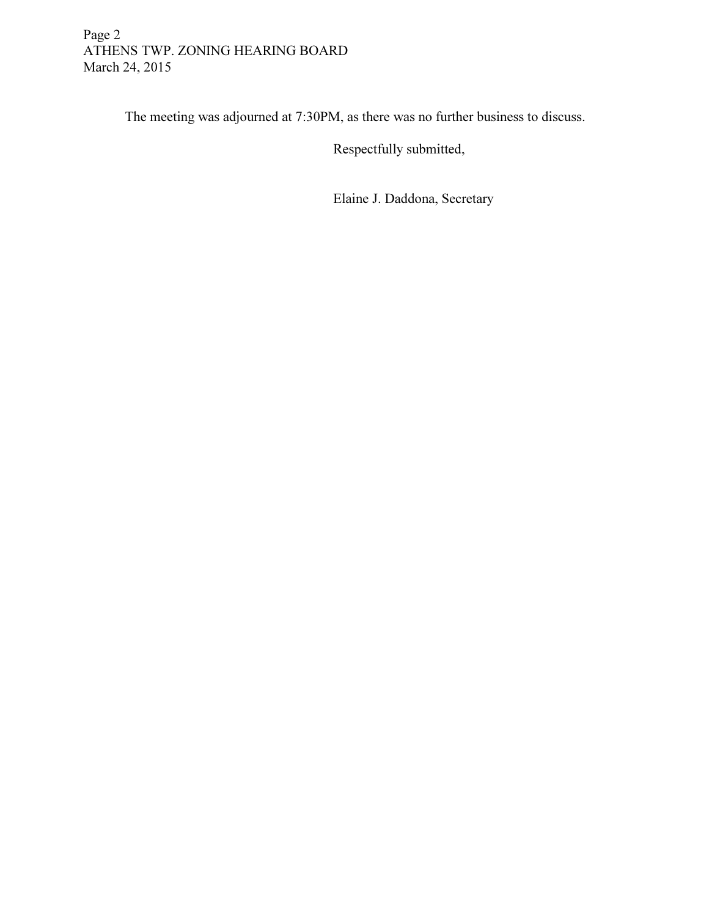The meeting was adjourned at 7:30PM, as there was no further business to discuss.

Respectfully submitted,

Elaine J. Daddona, Secretary